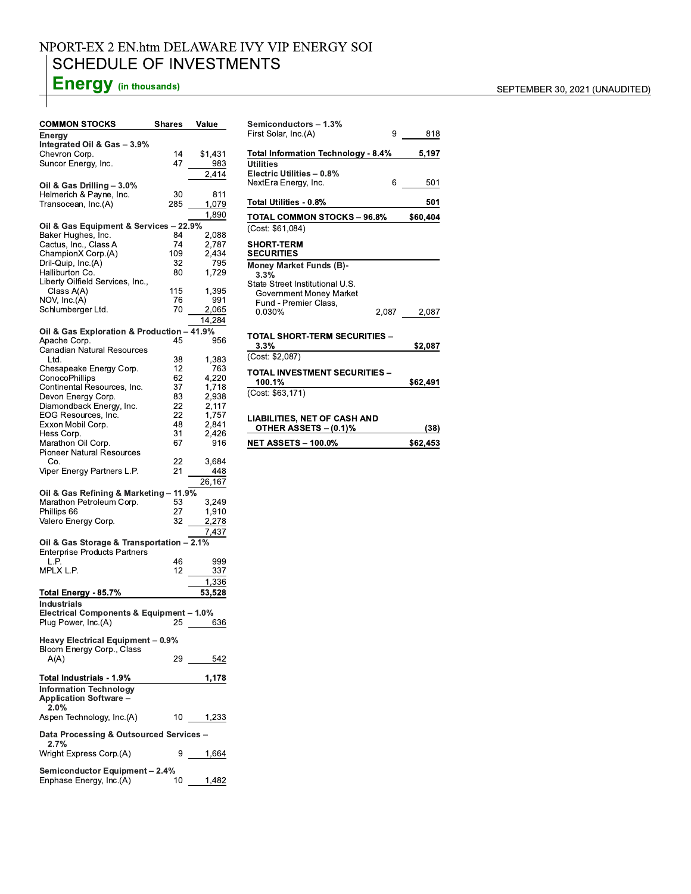NPORT-EX 2 EN.htm DELAWARE IVY VIP ENERGY SOI

# SCHEDULE OF INVESTMENTS

## Energy (in thousands)

SEPTEMBER 30, 2021 (UNAUDITED)

| COMMON STOCKS | Shares | Value |
|---|---|---|
| **Energy** | | |
| **Integrated Oil & Gas – 3.9%** | | |
| Chevron Corp. | 14 | $1,431 |
| Suncor Energy, Inc. | 47 | 983 |
| | | 2,414 |
| **Oil & Gas Drilling – 3.0%** | | |
| Helmerich & Payne, Inc. | 30 | 811 |
| Transocean, Inc.(A) | 285 | 1,079 |
| | | 1,890 |
| **Oil & Gas Equipment & Services – 22.9%** | | |
| Baker Hughes, Inc. | 84 | 2,088 |
| Cactus, Inc., Class A | 74 | 2,787 |
| ChampionX Corp.(A) | 109 | 2,434 |
| Dril-Quip, Inc.(A) | 32 | 795 |
| Halliburton Co. | 80 | 1,729 |
| Liberty Oilfield Services, Inc., Class A(A) | 115 | 1,395 |
| NOV, Inc.(A) | 76 | 991 |
| Schlumberger Ltd. | 70 | 2,065 |
| | | 14,284 |
| **Oil & Gas Exploration & Production – 41.9%** | | |
| Apache Corp. | 45 | 956 |
| Canadian Natural Resources Ltd. | 38 | 1,383 |
| Chesapeake Energy Corp. | 12 | 763 |
| ConocoPhillips | 62 | 4,220 |
| Continental Resources, Inc. | 37 | 1,718 |
| Devon Energy Corp. | 83 | 2,938 |
| Diamondback Energy, Inc. | 22 | 2,117 |
| EOG Resources, Inc. | 22 | 1,757 |
| Exxon Mobil Corp. | 48 | 2,841 |
| Hess Corp. | 31 | 2,426 |
| Marathon Oil Corp. | 67 | 916 |
| Pioneer Natural Resources Co. | 22 | 3,684 |
| Viper Energy Partners L.P. | 21 | 448 |
| | | 26,167 |
| **Oil & Gas Refining & Marketing – 11.9%** | | |
| Marathon Petroleum Corp. | 53 | 3,249 |
| Phillips 66 | 27 | 1,910 |
| Valero Energy Corp. | 32 | 2,278 |
| | | 7,437 |
| **Oil & Gas Storage & Transportation – 2.1%** | | |
| Enterprise Products Partners L.P. | 46 | 999 |
| MPLX L.P. | 12 | 337 |
| | | 1,336 |
| **Total Energy - 85.7%** | | **53,528** |
| **Industrials** | | |
| **Electrical Components & Equipment – 1.0%** | | |
| Plug Power, Inc.(A) | 25 | 636 |
| **Heavy Electrical Equipment – 0.9%** | | |
| Bloom Energy Corp., Class A(A) | 29 | 542 |
| **Total Industrials - 1.9%** | | **1,178** |
| **Information Technology** | | |
| **Application Software – 2.0%** | | |
| Aspen Technology, Inc.(A) | 10 | 1,233 |
| **Data Processing & Outsourced Services – 2.7%** | | |
| Wright Express Corp.(A) | 9 | 1,664 |
| **Semiconductor Equipment – 2.4%** | | |
| Enphase Energy, Inc.(A) | 10 | 1,482 |
| **Semiconductors – 1.3%** | | |
| First Solar, Inc.(A) | 9 | 818 |
| **Total Information Technology - 8.4%** | | **5,197** |
| **Utilities** | | |
| **Electric Utilities – 0.8%** | | |
| NextEra Energy, Inc. | 6 | 501 |
| **Total Utilities - 0.8%** | | **501** |
| **TOTAL COMMON STOCKS – 96.8%** | | **$60,404** |
| (Cost: $61,084) | | |

| SHORT-TERM SECURITIES | | |
|---|---|---|
| **Money Market Funds (B)- 3.3%** | | |
| State Street Institutional U.S. Government Money Market Fund - Premier Class, 0.030% | 2,087 | 2,087 |
| **TOTAL SHORT-TERM SECURITIES – 3.3%** | | **$2,087** |
| (Cost: $2,087) | | |
| **TOTAL INVESTMENT SECURITIES – 100.1%** | | **$62,491** |
| (Cost: $63,171) | | |
| **LIABILITIES, NET OF CASH AND OTHER ASSETS – (0.1)%** | | **(38)** |
| **NET ASSETS – 100.0%** | | **$62,453** |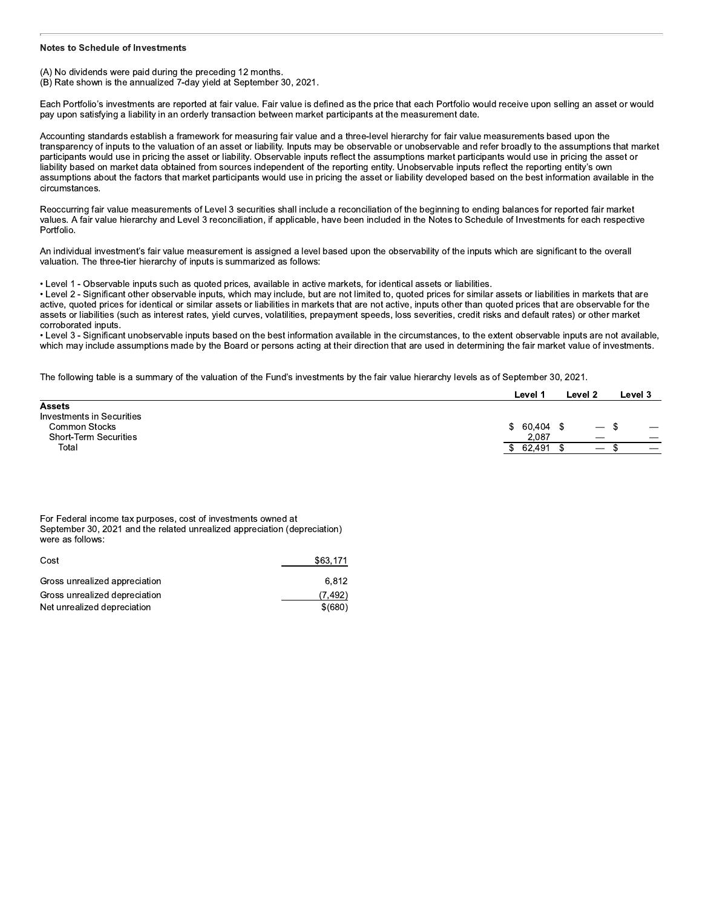**Notes to Schedule of Investments**

(A) No dividends were paid during the preceding 12 months.
(B) Rate shown is the annualized 7-day yield at September 30, 2021.

Each Portfolio's investments are reported at fair value. Fair value is defined as the price that each Portfolio would receive upon selling an asset or would pay upon satisfying a liability in an orderly transaction between market participants at the measurement date.

Accounting standards establish a framework for measuring fair value and a three-level hierarchy for fair value measurements based upon the transparency of inputs to the valuation of an asset or liability. Inputs may be observable or unobservable and refer broadly to the assumptions that market participants would use in pricing the asset or liability. Observable inputs reflect the assumptions market participants would use in pricing the asset or liability based on market data obtained from sources independent of the reporting entity. Unobservable inputs reflect the reporting entity's own assumptions about the factors that market participants would use in pricing the asset or liability developed based on the best information available in the circumstances.

Reoccurring fair value measurements of Level 3 securities shall include a reconciliation of the beginning to ending balances for reported fair market values. A fair value hierarchy and Level 3 reconciliation, if applicable, have been included in the Notes to Schedule of Investments for each respective Portfolio.

An individual investment's fair value measurement is assigned a level based upon the observability of the inputs which are significant to the overall valuation. The three-tier hierarchy of inputs is summarized as follows:

- Level 1 - Observable inputs such as quoted prices, available in active markets, for identical assets or liabilities.
- Level 2 - Significant other observable inputs, which may include, but are not limited to, quoted prices for similar assets or liabilities in markets that are active, quoted prices for identical or similar assets or liabilities in markets that are not active, inputs other than quoted prices that are observable for the assets or liabilities (such as interest rates, yield curves, volatilities, prepayment speeds, loss severities, credit risks and default rates) or other market corroborated inputs.
- Level 3 - Significant unobservable inputs based on the best information available in the circumstances, to the extent observable inputs are not available, which may include assumptions made by the Board or persons acting at their direction that are used in determining the fair market value of investments.

The following table is a summary of the valuation of the Fund's investments by the fair value hierarchy levels as of September 30, 2021.

| | Level 1 | Level 2 | Level 3 |
|---|---|---|---|
| **Assets** | | | |
| Investments in Securities | | | |
| Common Stocks | $ 60,404 | $ — | $ — |
| Short-Term Securities | 2,087 | — | — |
| Total | $ 62,491 | $ — | $ — |

For Federal income tax purposes, cost of investments owned at September 30, 2021 and the related unrealized appreciation (depreciation) were as follows:

| | |
|---|---|
| Cost | $63,171 |
| Gross unrealized appreciation | 6,812 |
| Gross unrealized depreciation | (7,492) |
| Net unrealized depreciation | $(680) |